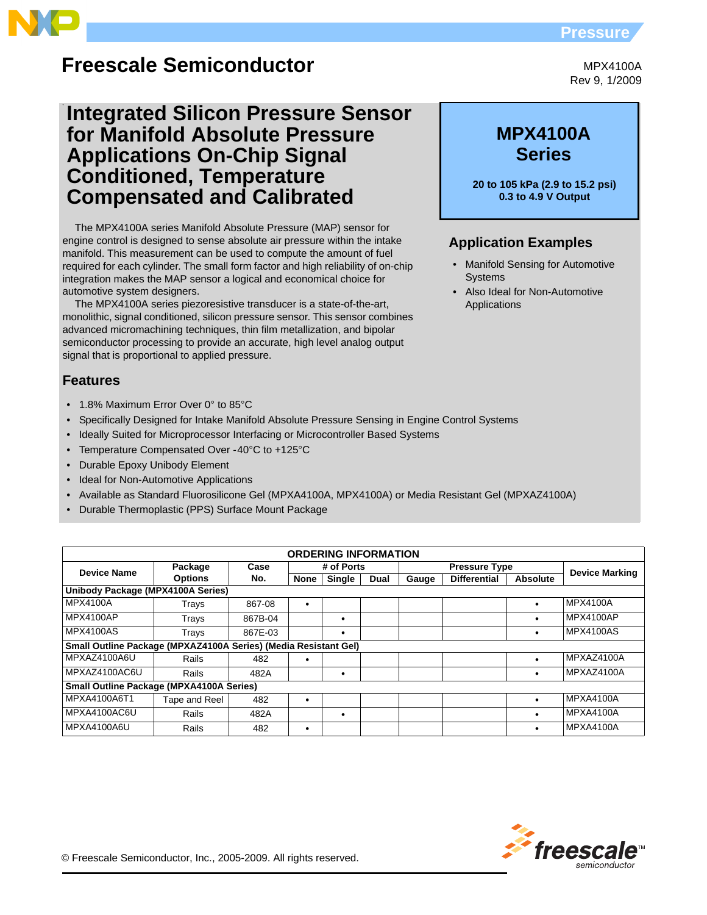# Freescale Semiconductor

MPX4100A
Rev 9, 1/2009

## Integrated Silicon Pressure Sensor for Manifold Absolute Pressure Applications On-Chip Signal Conditioned, Temperature Compensated and Calibrated

**MPX4100A Series**

**20 to 105 kPa (2.9 to 15.2 psi)**
**0.3 to 4.9 V Output**

The MPX4100A series Manifold Absolute Pressure (MAP) sensor for engine control is designed to sense absolute air pressure within the intake manifold. This measurement can be used to compute the amount of fuel required for each cylinder. The small form factor and high reliability of on-chip integration makes the MAP sensor a logical and economical choice for automotive system designers.

The MPX4100A series piezoresistive transducer is a state-of-the-art, monolithic, signal conditioned, silicon pressure sensor. This sensor combines advanced micromachining techniques, thin film metallization, and bipolar semiconductor processing to provide an accurate, high level analog output signal that is proportional to applied pressure.

### Application Examples

- Manifold Sensing for Automotive Systems
- Also Ideal for Non-Automotive Applications

### Features

- 1.8% Maximum Error Over 0° to 85°C
- Specifically Designed for Intake Manifold Absolute Pressure Sensing in Engine Control Systems
- Ideally Suited for Microprocessor Interfacing or Microcontroller Based Systems
- Temperature Compensated Over -40°C to +125°C
- Durable Epoxy Unibody Element
- Ideal for Non-Automotive Applications
- Available as Standard Fluorosilicone Gel (MPXA4100A, MPX4100A) or Media Resistant Gel (MPXAZ4100A)
- Durable Thermoplastic (PPS) Surface Mount Package

**ORDERING INFORMATION**

| Device Name | Package Options | Case No. | # of Ports | | | Pressure Type | | | Device Marking |
|---|---|---|---|---|---|---|---|---|---|
| | | | None | Single | Dual | Gauge | Differential | Absolute | |
| **Unibody Package (MPX4100A Series)** | | | | | | | | | |
| MPX4100A | Trays | 867-08 | • | | | | | • | MPX4100A |
| MPX4100AP | Trays | 867B-04 | | • | | | | • | MPX4100AP |
| MPX4100AS | Trays | 867E-03 | | • | | | | • | MPX4100AS |
| **Small Outline Package (MPXAZ4100A Series) (Media Resistant Gel)** | | | | | | | | | |
| MPXAZ4100A6U | Rails | 482 | • | | | | | • | MPXAZ4100A |
| MPXAZ4100AC6U | Rails | 482A | | • | | | | • | MPXAZ4100A |
| **Small Outline Package (MPXA4100A Series)** | | | | | | | | | |
| MPXA4100A6T1 | Tape and Reel | 482 | • | | | | | • | MPXA4100A |
| MPXA4100AC6U | Rails | 482A | | • | | | | • | MPXA4100A |
| MPXA4100A6U | Rails | 482 | • | | | | | • | MPXA4100A |

© Freescale Semiconductor, Inc., 2005-2009. All rights reserved.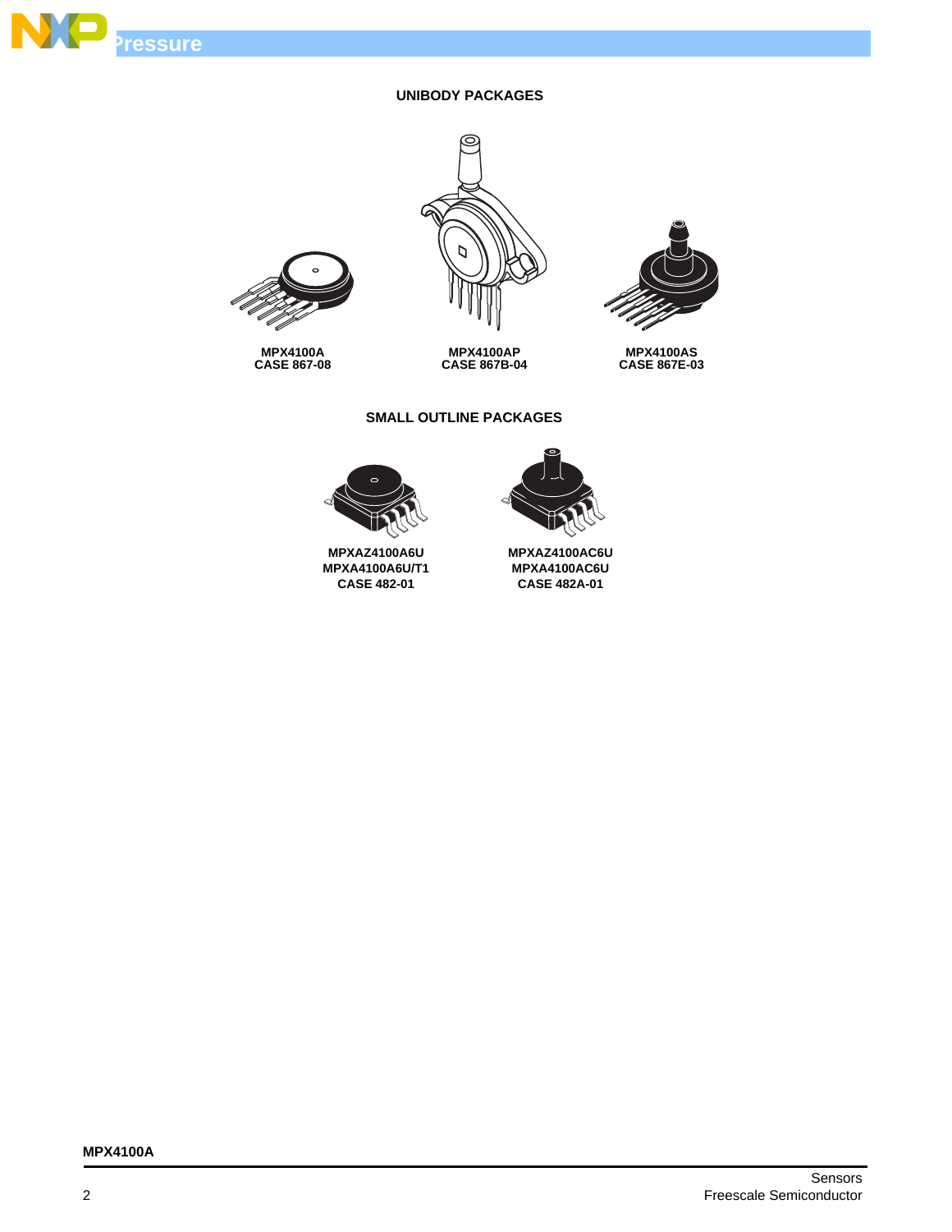## UNIBODY PACKAGES

**MPX4100A**
**CASE 867-08**

**MPX4100AP**
**CASE 867B-04**

**MPX4100AS**
**CASE 867E-03**

## SMALL OUTLINE PACKAGES

**MPXAZ4100A6U**
**MPXA4100A6U/T1**
**CASE 482-01**

**MPXAZ4100AC6U**
**MPXA4100AC6U**
**CASE 482A-01**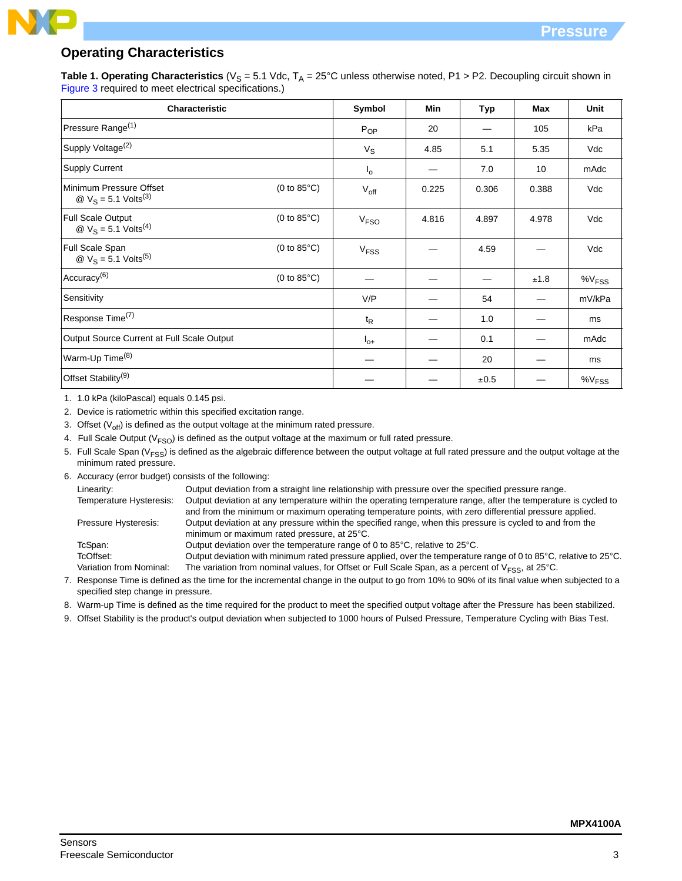## Operating Characteristics

**Table 1. Operating Characteristics** ($V_S$ = 5.1 Vdc, $T_A$ = 25°C unless otherwise noted, P1 > P2. Decoupling circuit shown in Figure 3 required to meet electrical specifications.)

| Characteristic | | Symbol | Min | Typ | Max | Unit |
|---|---|---|---|---|---|---|
| Pressure Range[(1)] | | $P_{OP}$ | 20 | — | 105 | kPa |
| Supply Voltage[(2)] | | $V_S$ | 4.85 | 5.1 | 5.35 | Vdc |
| Supply Current | | $I_o$ | — | 7.0 | 10 | mAdc |
| Minimum Pressure Offset @ $V_S$ = 5.1 Volts[(3)] | (0 to 85°C) | $V_{off}$ | 0.225 | 0.306 | 0.388 | Vdc |
| Full Scale Output @ $V_S$ = 5.1 Volts[(4)] | (0 to 85°C) | $V_{FSO}$ | 4.816 | 4.897 | 4.978 | Vdc |
| Full Scale Span @ $V_S$ = 5.1 Volts[(5)] | (0 to 85°C) | $V_{FSS}$ | — | 4.59 | — | Vdc |
| Accuracy[(6)] | (0 to 85°C) | — | — | — | ±1.8 | $\%V_{FSS}$ |
| Sensitivity | | V/P | — | 54 | — | mV/kPa |
| Response Time[(7)] | | $t_R$ | — | 1.0 | — | ms |
| Output Source Current at Full Scale Output | | $I_{o+}$ | — | 0.1 | — | mAdc |
| Warm-Up Time[(8)] | | — | — | 20 | — | ms |
| Offset Stability[(9)] | | — | — | ±0.5 | — | $\%V_{FSS}$ |

1. 1.0 kPa (kiloPascal) equals 0.145 psi.
2. Device is ratiometric within this specified excitation range.
3. Offset ($V_{off}$) is defined as the output voltage at the minimum rated pressure.
4. Full Scale Output ($V_{FSO}$) is defined as the output voltage at the maximum or full rated pressure.
5. Full Scale Span ($V_{FSS}$) is defined as the algebraic difference between the output voltage at full rated pressure and the output voltage at the minimum rated pressure.
6. Accuracy (error budget) consists of the following:
   - Linearity: Output deviation from a straight line relationship with pressure over the specified pressure range.
   - Temperature Hysteresis: Output deviation at any temperature within the operating temperature range, after the temperature is cycled to and from the minimum or maximum operating temperature points, with zero differential pressure applied.
   - Pressure Hysteresis: Output deviation at any pressure within the specified range, when this pressure is cycled to and from the minimum or maximum rated pressure, at 25°C.
   - TcSpan: Output deviation over the temperature range of 0 to 85°C, relative to 25°C.
   - TcOffset: Output deviation with minimum rated pressure applied, over the temperature range of 0 to 85°C, relative to 25°C.
   - Variation from Nominal: The variation from nominal values, for Offset or Full Scale Span, as a percent of $V_{FSS}$, at 25°C.
7. Response Time is defined as the time for the incremental change in the output to go from 10% to 90% of its final value when subjected to a specified step change in pressure.
8. Warm-up Time is defined as the time required for the product to meet the specified output voltage after the Pressure has been stabilized.
9. Offset Stability is the product's output deviation when subjected to 1000 hours of Pulsed Pressure, Temperature Cycling with Bias Test.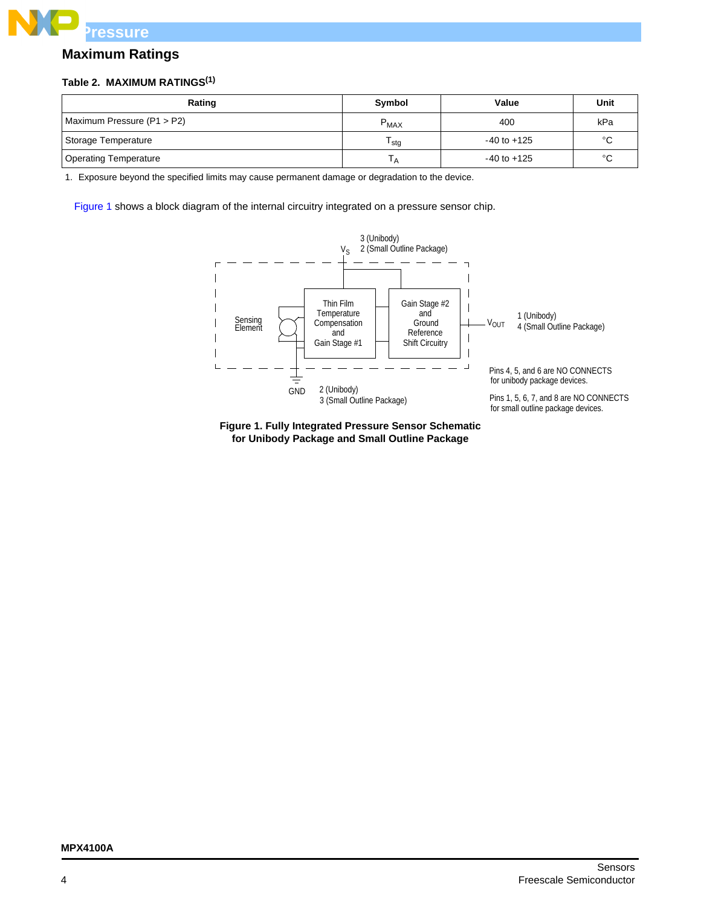## Maximum Ratings

**Table 2. MAXIMUM RATINGS[1]**

| Rating | Symbol | Value | Unit |
|---|---|---|---|
| Maximum Pressure (P1 > P2) | $P_{MAX}$ | 400 | kPa |
| Storage Temperature | $T_{stg}$ | -40 to +125 | °C |
| Operating Temperature | $T_A$ | -40 to +125 | °C |

1. Exposure beyond the specified limits may cause permanent damage or degradation to the device.

Figure 1 shows a block diagram of the internal circuitry integrated on a pressure sensor chip.

**Figure 1. Fully Integrated Pressure Sensor Schematic for Unibody Package and Small Outline Package**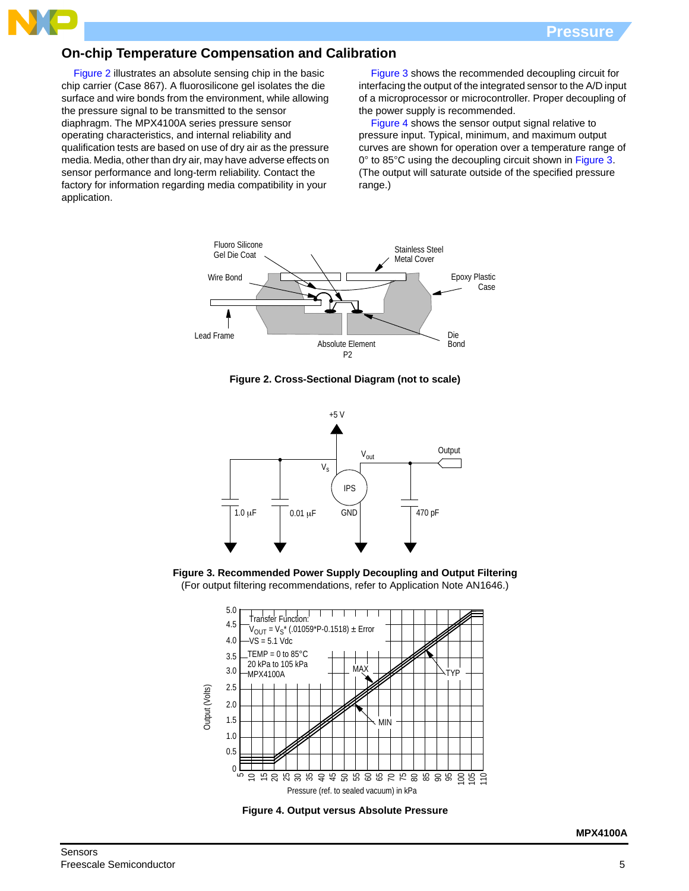## On-chip Temperature Compensation and Calibration

Figure 2 illustrates an absolute sensing chip in the basic chip carrier (Case 867). A fluorosilicone gel isolates the die surface and wire bonds from the environment, while allowing the pressure signal to be transmitted to the sensor diaphragm. The MPX4100A series pressure sensor operating characteristics, and internal reliability and qualification tests are based on use of dry air as the pressure media. Media, other than dry air, may have adverse effects on sensor performance and long-term reliability. Contact the factory for information regarding media compatibility in your application.

Figure 3 shows the recommended decoupling circuit for interfacing the output of the integrated sensor to the A/D input of a microprocessor or microcontroller. Proper decoupling of the power supply is recommended.

Figure 4 shows the sensor output signal relative to pressure input. Typical, minimum, and maximum output curves are shown for operation over a temperature range of 0° to 85°C using the decoupling circuit shown in Figure 3. (The output will saturate outside of the specified pressure range.)

**Figure 2. Cross-Sectional Diagram (not to scale)**

**Figure 3. Recommended Power Supply Decoupling and Output Filtering**
(For output filtering recommendations, refer to Application Note AN1646.)

**Figure 4. Output versus Absolute Pressure**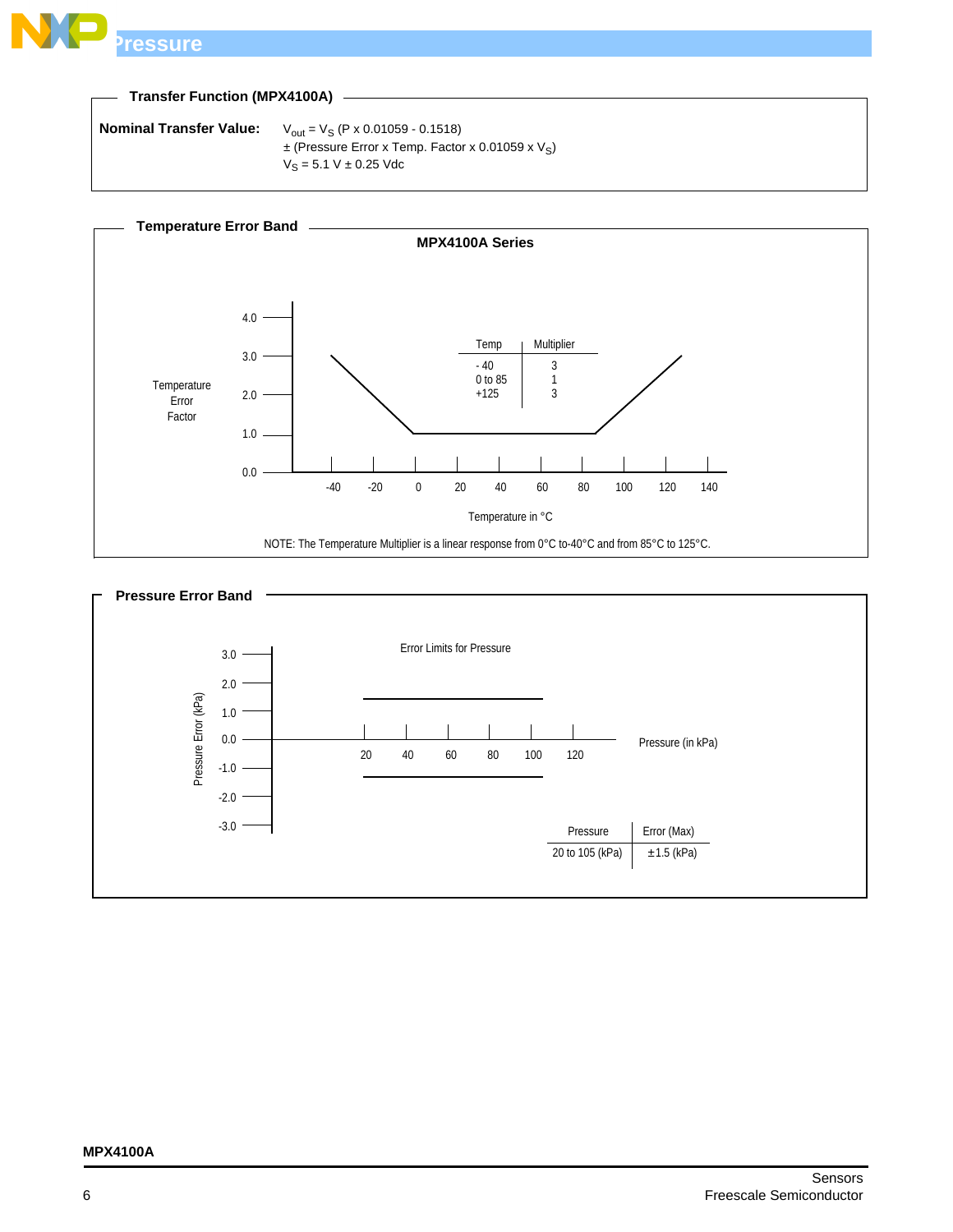## Transfer Function (MPX4100A)

**Nominal Transfer Value:**

$V_{out} = V_S$ (P x 0.01059 - 0.1518)

± (Pressure Error x Temp. Factor x 0.01059 x $V_S$)

$V_S$ = 5.1 V ± 0.25 Vdc

## Temperature Error Band

**MPX4100A Series**

| Temp | Multiplier |
|---|---|
| - 40 | 3 |
| 0 to 85 | 1 |
| +125 | 3 |

Temperature Error Factor

Temperature in °C

NOTE: The Temperature Multiplier is a linear response from 0°C to-40°C and from 85°C to 125°C.

## Pressure Error Band

Error Limits for Pressure

Pressure Error (kPa)

Pressure (in kPa)

| Pressure | Error (Max) |
|---|---|
| 20 to 105 (kPa) | ±1.5 (kPa) |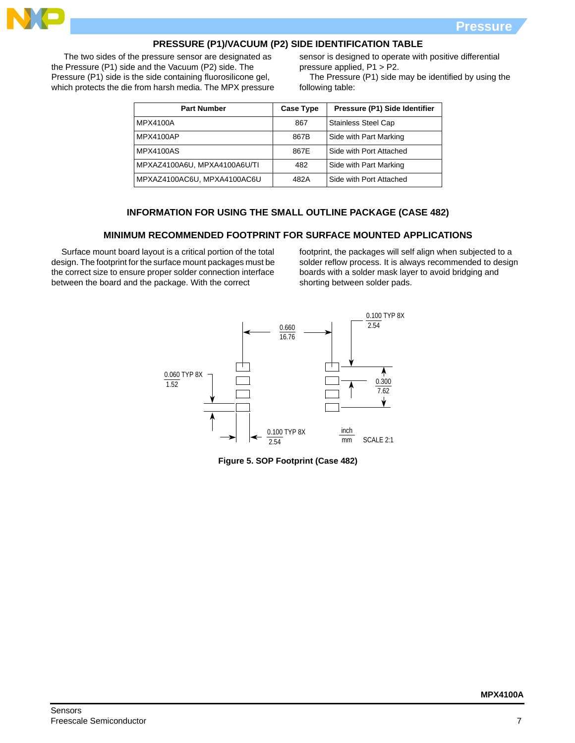## PRESSURE (P1)/VACUUM (P2) SIDE IDENTIFICATION TABLE

The two sides of the pressure sensor are designated as the Pressure (P1) side and the Vacuum (P2) side. The Pressure (P1) side is the side containing fluorosilicone gel, which protects the die from harsh media. The MPX pressure sensor is designed to operate with positive differential pressure applied, P1 > P2.

The Pressure (P1) side may be identified by using the following table:

| Part Number | Case Type | Pressure (P1) Side Identifier |
|---|---|---|
| MPX4100A | 867 | Stainless Steel Cap |
| MPX4100AP | 867B | Side with Part Marking |
| MPX4100AS | 867E | Side with Port Attached |
| MPXAZ4100A6U, MPXA4100A6U/TI | 482 | Side with Part Marking |
| MPXAZ4100AC6U, MPXA4100AC6U | 482A | Side with Port Attached |

## INFORMATION FOR USING THE SMALL OUTLINE PACKAGE (CASE 482)

### MINIMUM RECOMMENDED FOOTPRINT FOR SURFACE MOUNTED APPLICATIONS

Surface mount board layout is a critical portion of the total design. The footprint for the surface mount packages must be the correct size to ensure proper solder connection interface between the board and the package. With the correct footprint, the packages will self align when subjected to a solder reflow process. It is always recommended to design boards with a solder mask layer to avoid bridging and shorting between solder pads.

0.660 / 16.76; 0.100 TYP 8X / 2.54; 0.060 TYP 8X / 1.52; 0.300 / 7.62; 0.100 TYP 8X / 2.54; inch / mm; SCALE 2:1

**Figure 5. SOP Footprint (Case 482)**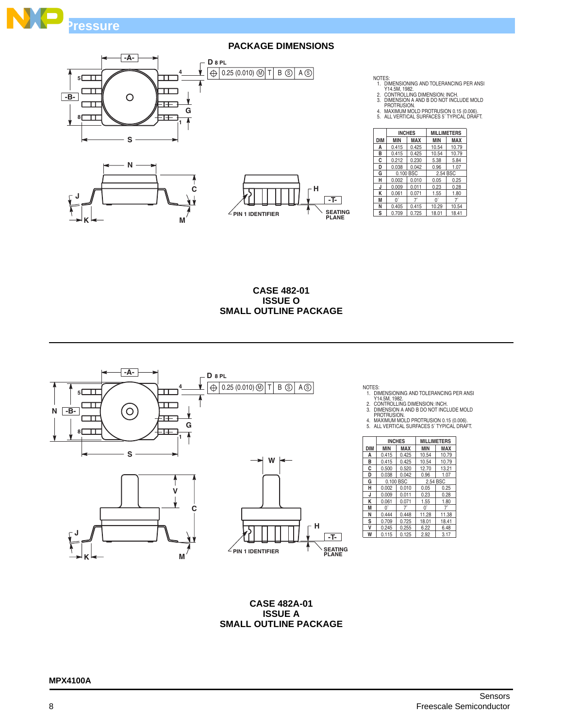## PACKAGE DIMENSIONS

NOTES:
1. DIMENSIONING AND TOLERANCING PER ANSI Y14.5M, 1982.
2. CONTROLLING DIMENSION: INCH.
3. DIMENSION A AND B DO NOT INCLUDE MOLD PROTRUSION.
4. MAXIMUM MOLD PROTRUSION 0.15 (0.006).
5. ALL VERTICAL SURFACES 5˚ TYPICAL DRAFT.

| DIM | INCHES | | MILLIMETERS | |
|---|---|---|---|---|
| | MIN | MAX | MIN | MAX |
| A | 0.415 | 0.425 | 10.54 | 10.79 |
| B | 0.415 | 0.425 | 10.54 | 10.79 |
| C | 0.212 | 0.230 | 5.38 | 5.84 |
| D | 0.038 | 0.042 | 0.96 | 1.07 |
| G | 0.100 BSC | | 2.54 BSC | |
| H | 0.002 | 0.010 | 0.05 | 0.25 |
| J | 0.009 | 0.011 | 0.23 | 0.28 |
| K | 0.061 | 0.071 | 1.55 | 1.80 |
| M | 0˚ | 7˚ | 0˚ | 7˚ |
| N | 0.405 | 0.415 | 10.29 | 10.54 |
| S | 0.709 | 0.725 | 18.01 | 18.41 |

**CASE 482-01**
**ISSUE O**
**SMALL OUTLINE PACKAGE**

---

NOTES:
1. DIMENSIONING AND TOLERANCING PER ANSI Y14.5M, 1982.
2. CONTROLLING DIMENSION: INCH.
3. DIMENSION A AND B DO NOT INCLUDE MOLD PROTRUSION.
4. MAXIMUM MOLD PROTRUSION 0.15 (0.006).
5. ALL VERTICAL SURFACES 5˚ TYPICAL DRAFT.

| DIM | INCHES | | MILLIMETERS | |
|---|---|---|---|---|
| | MIN | MAX | MIN | MAX |
| A | 0.415 | 0.425 | 10.54 | 10.79 |
| B | 0.415 | 0.425 | 10.54 | 10.79 |
| C | 0.500 | 0.520 | 12.70 | 13.21 |
| D | 0.038 | 0.042 | 0.96 | 1.07 |
| G | 0.100 BSC | | 2.54 BSC | |
| H | 0.002 | 0.010 | 0.05 | 0.25 |
| J | 0.009 | 0.011 | 0.23 | 0.28 |
| K | 0.061 | 0.071 | 1.55 | 1.80 |
| M | 0˚ | 7˚ | 0˚ | 7˚ |
| N | 0.444 | 0.448 | 11.28 | 11.38 |
| S | 0.709 | 0.725 | 18.01 | 18.41 |
| V | 0.245 | 0.255 | 6.22 | 6.48 |
| W | 0.115 | 0.125 | 2.92 | 3.17 |

**CASE 482A-01**
**ISSUE A**
**SMALL OUTLINE PACKAGE**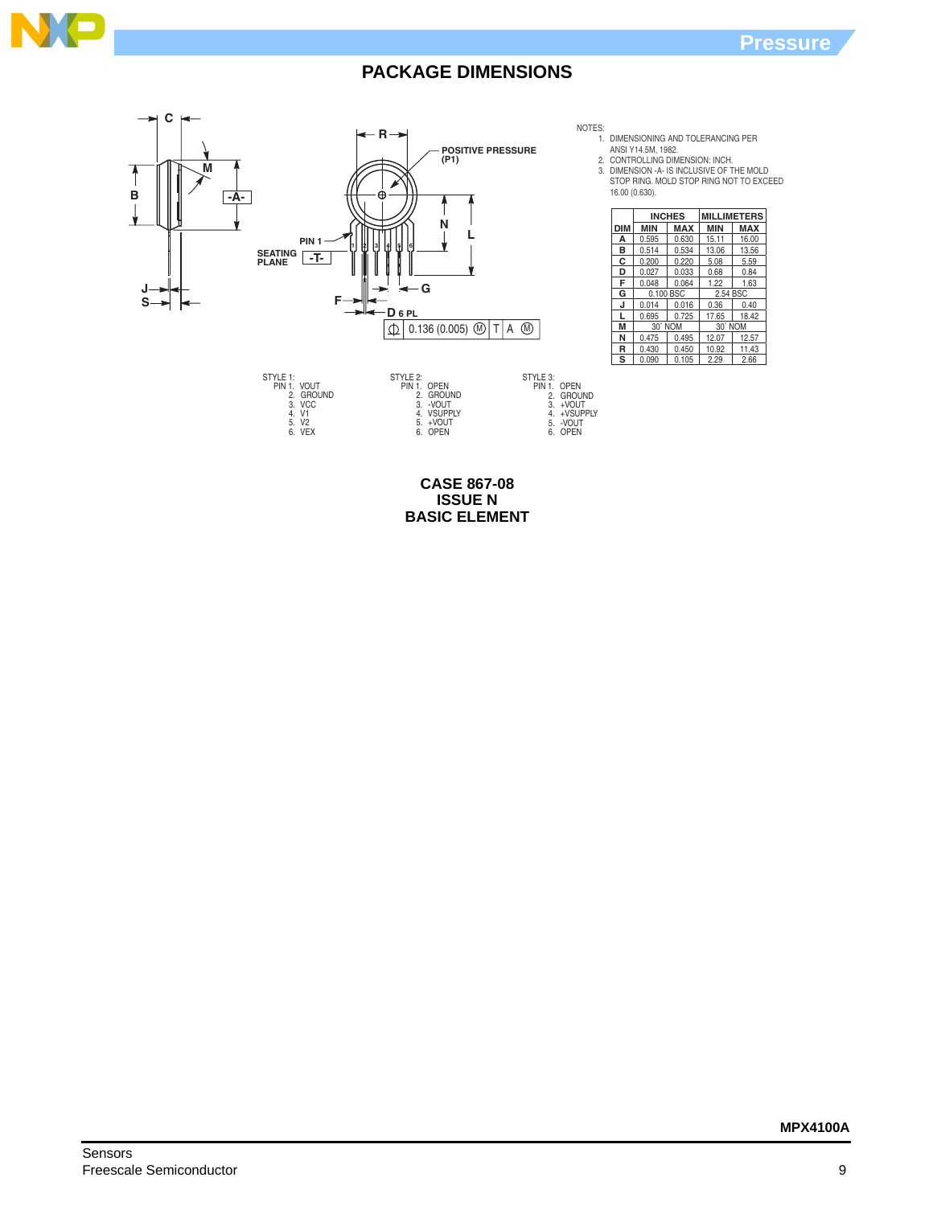## PACKAGE DIMENSIONS

NOTES:
1. DIMENSIONING AND TOLERANCING PER ANSI Y14.5M, 1982.
2. CONTROLLING DIMENSION: INCH.
3. DIMENSION -A- IS INCLUSIVE OF THE MOLD STOP RING. MOLD STOP RING NOT TO EXCEED 16.00 (0.630).

| DIM | INCHES MIN | INCHES MAX | MILLIMETERS MIN | MILLIMETERS MAX |
|---|---|---|---|---|
| A | 0.595 | 0.630 | 15.11 | 16.00 |
| B | 0.514 | 0.534 | 13.06 | 13.56 |
| C | 0.200 | 0.220 | 5.08 | 5.59 |
| D | 0.027 | 0.033 | 0.68 | 0.84 |
| F | 0.048 | 0.064 | 1.22 | 1.63 |
| G | 0.100 BSC | | 2.54 BSC | |
| J | 0.014 | 0.016 | 0.36 | 0.40 |
| L | 0.695 | 0.725 | 17.65 | 18.42 |
| M | 30° NOM | | 30° NOM | |
| N | 0.475 | 0.495 | 12.07 | 12.57 |
| R | 0.430 | 0.450 | 10.92 | 11.43 |
| S | 0.090 | 0.105 | 2.29 | 2.66 |

STYLE 1:
PIN 1. VOUT
2. GROUND
3. VCC
4. V1
5. V2
6. VEX

STYLE 2:
PIN 1. OPEN
2. GROUND
3. -VOUT
4. VSUPPLY
5. +VOUT
6. OPEN

STYLE 3:
PIN 1. OPEN
2. GROUND
3. +VOUT
4. +VSUPPLY
5. -VOUT
6. OPEN

**CASE 867-08**
**ISSUE N**
**BASIC ELEMENT**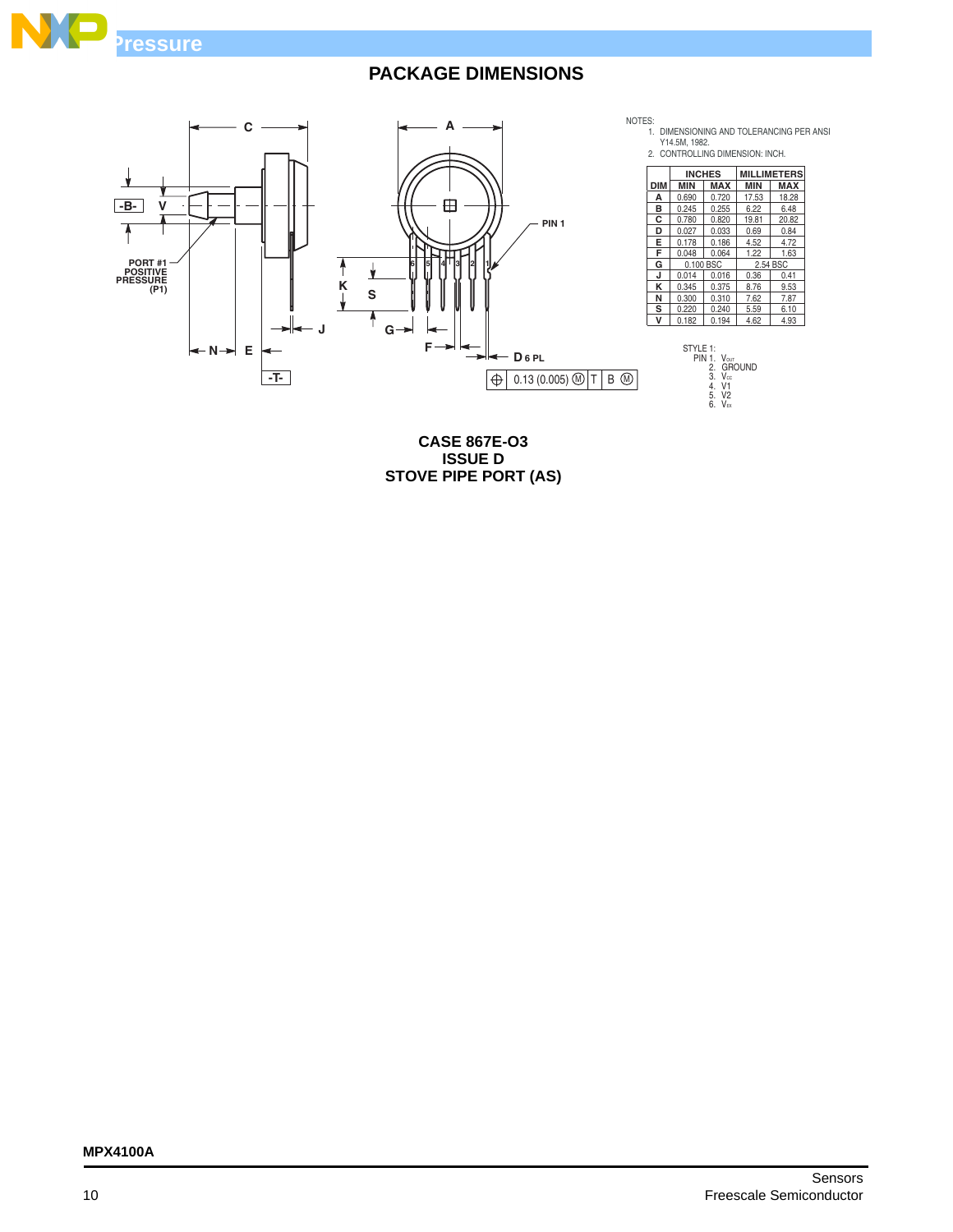## PACKAGE DIMENSIONS

NOTES:
1. DIMENSIONING AND TOLERANCING PER ANSI Y14.5M, 1982.
2. CONTROLLING DIMENSION: INCH.

| DIM | INCHES MIN | INCHES MAX | MILLIMETERS MIN | MILLIMETERS MAX |
|---|---|---|---|---|
| A | 0.690 | 0.720 | 17.53 | 18.28 |
| B | 0.245 | 0.255 | 6.22 | 6.48 |
| C | 0.780 | 0.820 | 19.81 | 20.82 |
| D | 0.027 | 0.033 | 0.69 | 0.84 |
| E | 0.178 | 0.186 | 4.52 | 4.72 |
| F | 0.048 | 0.064 | 1.22 | 1.63 |
| G | 0.100 BSC | | 2.54 BSC | |
| J | 0.014 | 0.016 | 0.36 | 0.41 |
| K | 0.345 | 0.375 | 8.76 | 9.53 |
| N | 0.300 | 0.310 | 7.62 | 7.87 |
| S | 0.220 | 0.240 | 5.59 | 6.10 |
| V | 0.182 | 0.194 | 4.62 | 4.93 |

STYLE 1:
PIN 1. $V_{OUT}$
2. GROUND
3. $V_{CC}$
4. V1
5. V2
6. $V_{EX}$

PORT #1 POSITIVE PRESSURE (P1)

PIN 1

D 6 PL

0.13 (0.005) Ⓜ T B Ⓜ

**CASE 867E-O3**
**ISSUE D**
**STOVE PIPE PORT (AS)**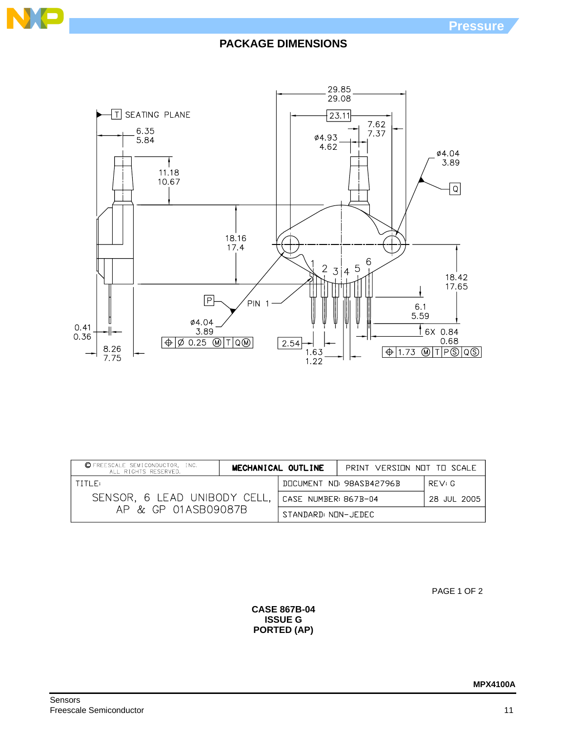## PACKAGE DIMENSIONS

T SEATING PLANE

6.35
5.84

11.18
10.67

29.85
29.08

23.11

7.62
7.37

ø4.93
4.62

ø4.04
3.89

Q

18.16
17.4

1 2 3 4 5 6

18.42
17.65

P

PIN 1

ø4.04
3.89

0.41
0.36

⊕ Ø 0.25 Ⓜ T Q Ⓜ

2.54

6.1
5.59

6X 0.84
0.68

⊕ 1.73 Ⓜ T P Ⓢ Q Ⓢ

8.26
7.75

1.63
1.22

| © FREESCALE SEMICONDUCTOR, INC. ALL RIGHTS RESERVED. | MECHANICAL OUTLINE | PRINT VERSION NOT TO SCALE | |
|---|---|---|---|
| TITLE: SENSOR, 6 LEAD UNIBODY CELL, AP & GP 01ASB09087B | | DOCUMENT NO: 98ASB42796B | REV: G |
| | | CASE NUMBER: 867B-04 | 28 JUL 2005 |
| | | STANDARD: NON-JEDEC | |

PAGE 1 OF 2

**CASE 867B-04**
**ISSUE G**
**PORTED (AP)**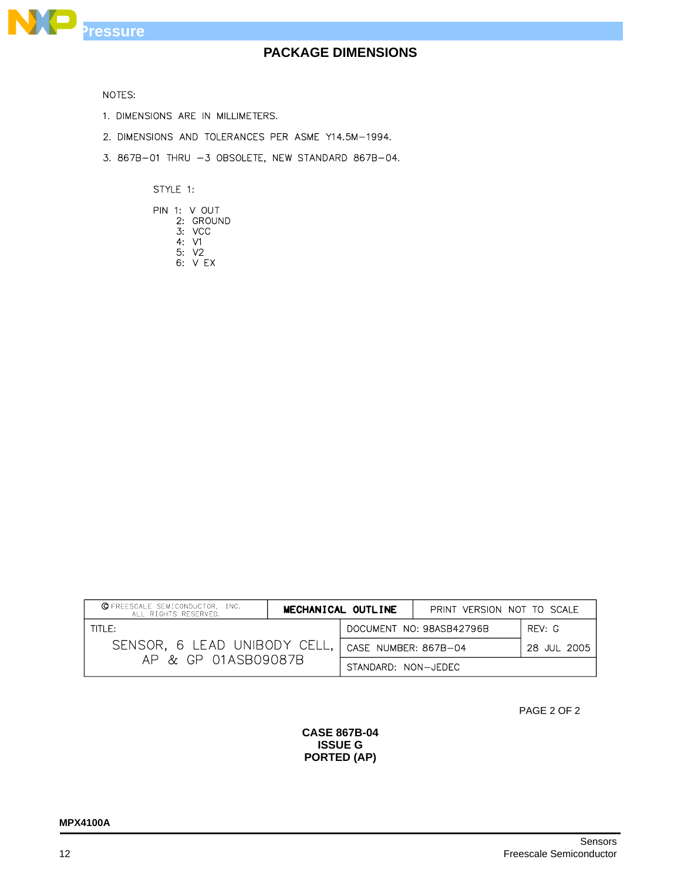## PACKAGE DIMENSIONS

NOTES:

1. DIMENSIONS ARE IN MILLIMETERS.
2. DIMENSIONS AND TOLERANCES PER ASME Y14.5M−1994.
3. 867B−01 THRU −3 OBSOLETE, NEW STANDARD 867B−04.

STYLE 1:

PIN 1: V OUT
2: GROUND
3: VCC
4: V1
5: V2
6: V EX

| © FREESCALE SEMICONDUCTOR, INC. ALL RIGHTS RESERVED. | MECHANICAL OUTLINE | PRINT VERSION NOT TO SCALE | |
|---|---|---|---|
| TITLE: SENSOR, 6 LEAD UNIBODY CELL, AP & GP 01ASB09087B | | DOCUMENT NO: 98ASB42796B | REV: G |
| | | CASE NUMBER: 867B−04 | 28 JUL 2005 |
| | | STANDARD: NON−JEDEC | |

PAGE 2 OF 2

**CASE 867B-04**
**ISSUE G**
**PORTED (AP)**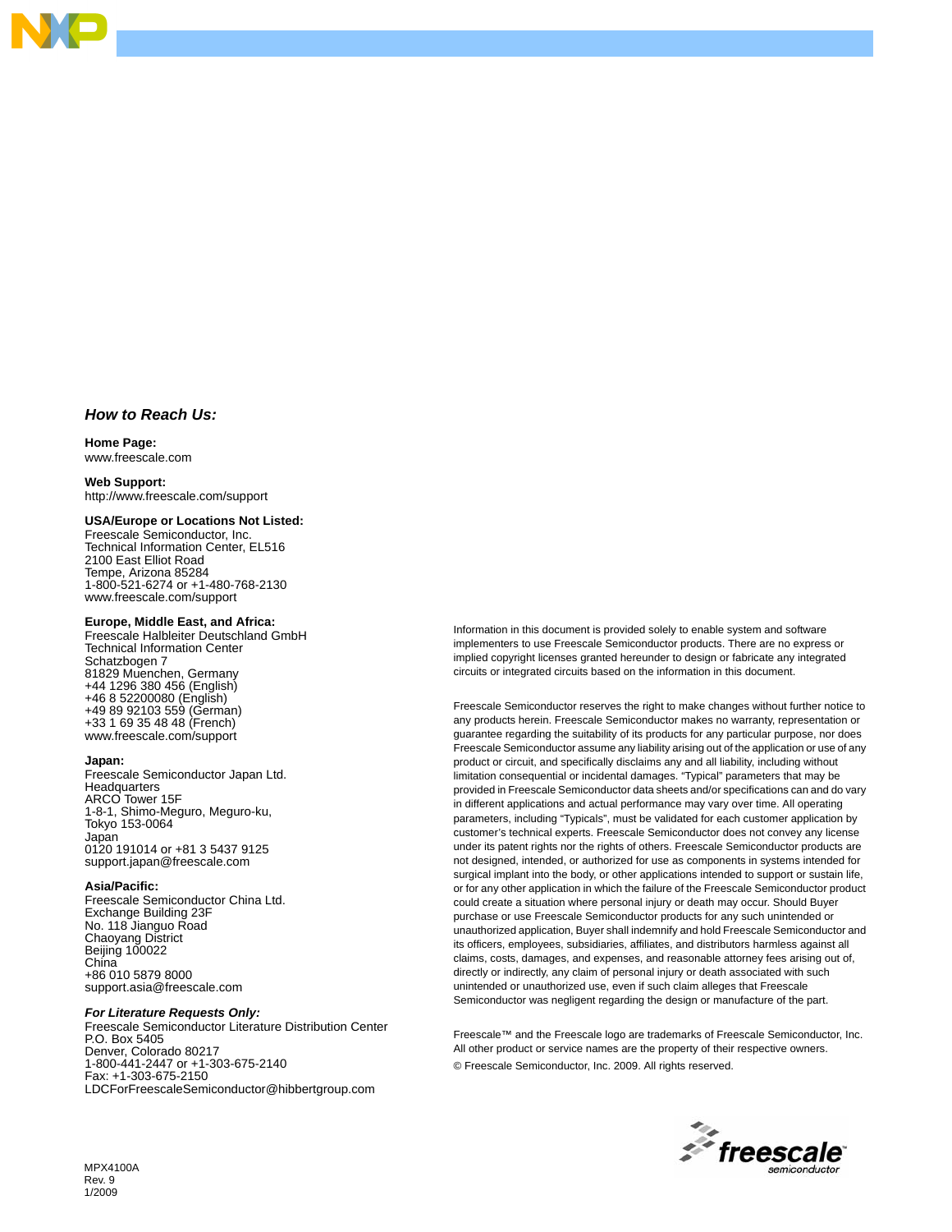*How to Reach Us:*

**Home Page:**
www.freescale.com

**Web Support:**
http://www.freescale.com/support

**USA/Europe or Locations Not Listed:**
Freescale Semiconductor, Inc.
Technical Information Center, EL516
2100 East Elliot Road
Tempe, Arizona 85284
1-800-521-6274 or +1-480-768-2130
www.freescale.com/support

**Europe, Middle East, and Africa:**
Freescale Halbleiter Deutschland GmbH
Technical Information Center
Schatzbogen 7
81829 Muenchen, Germany
+44 1296 380 456 (English)
+46 8 52200080 (English)
+49 89 92103 559 (German)
+33 1 69 35 48 48 (French)
www.freescale.com/support

**Japan:**
Freescale Semiconductor Japan Ltd.
Headquarters
ARCO Tower 15F
1-8-1, Shimo-Meguro, Meguro-ku,
Tokyo 153-0064
Japan
0120 191014 or +81 3 5437 9125
support.japan@freescale.com

**Asia/Pacific:**
Freescale Semiconductor China Ltd.
Exchange Building 23F
No. 118 Jianguo Road
Chaoyang District
Beijing 100022
China
+86 010 5879 8000
support.asia@freescale.com

***For Literature Requests Only:***
Freescale Semiconductor Literature Distribution Center
P.O. Box 5405
Denver, Colorado 80217
1-800-441-2447 or +1-303-675-2140
Fax: +1-303-675-2150
LDCForFreescaleSemiconductor@hibbertgroup.com

Information in this document is provided solely to enable system and software implementers to use Freescale Semiconductor products. There are no express or implied copyright licenses granted hereunder to design or fabricate any integrated circuits or integrated circuits based on the information in this document.

Freescale Semiconductor reserves the right to make changes without further notice to any products herein. Freescale Semiconductor makes no warranty, representation or guarantee regarding the suitability of its products for any particular purpose, nor does Freescale Semiconductor assume any liability arising out of the application or use of any product or circuit, and specifically disclaims any and all liability, including without limitation consequential or incidental damages. "Typical" parameters that may be provided in Freescale Semiconductor data sheets and/or specifications can and do vary in different applications and actual performance may vary over time. All operating parameters, including "Typicals", must be validated for each customer application by customer's technical experts. Freescale Semiconductor does not convey any license under its patent rights nor the rights of others. Freescale Semiconductor products are not designed, intended, or authorized for use as components in systems intended for surgical implant into the body, or other applications intended to support or sustain life, or for any other application in which the failure of the Freescale Semiconductor product could create a situation where personal injury or death may occur. Should Buyer purchase or use Freescale Semiconductor products for any such unintended or unauthorized application, Buyer shall indemnify and hold Freescale Semiconductor and its officers, employees, subsidiaries, affiliates, and distributors harmless against all claims, costs, damages, and expenses, and reasonable attorney fees arising out of, directly or indirectly, any claim of personal injury or death associated with such unintended or unauthorized use, even if such claim alleges that Freescale Semiconductor was negligent regarding the design or manufacture of the part.

Freescale™ and the Freescale logo are trademarks of Freescale Semiconductor, Inc. All other product or service names are the property of their respective owners.

© Freescale Semiconductor, Inc. 2009. All rights reserved.

MPX4100A
Rev. 9
1/2009